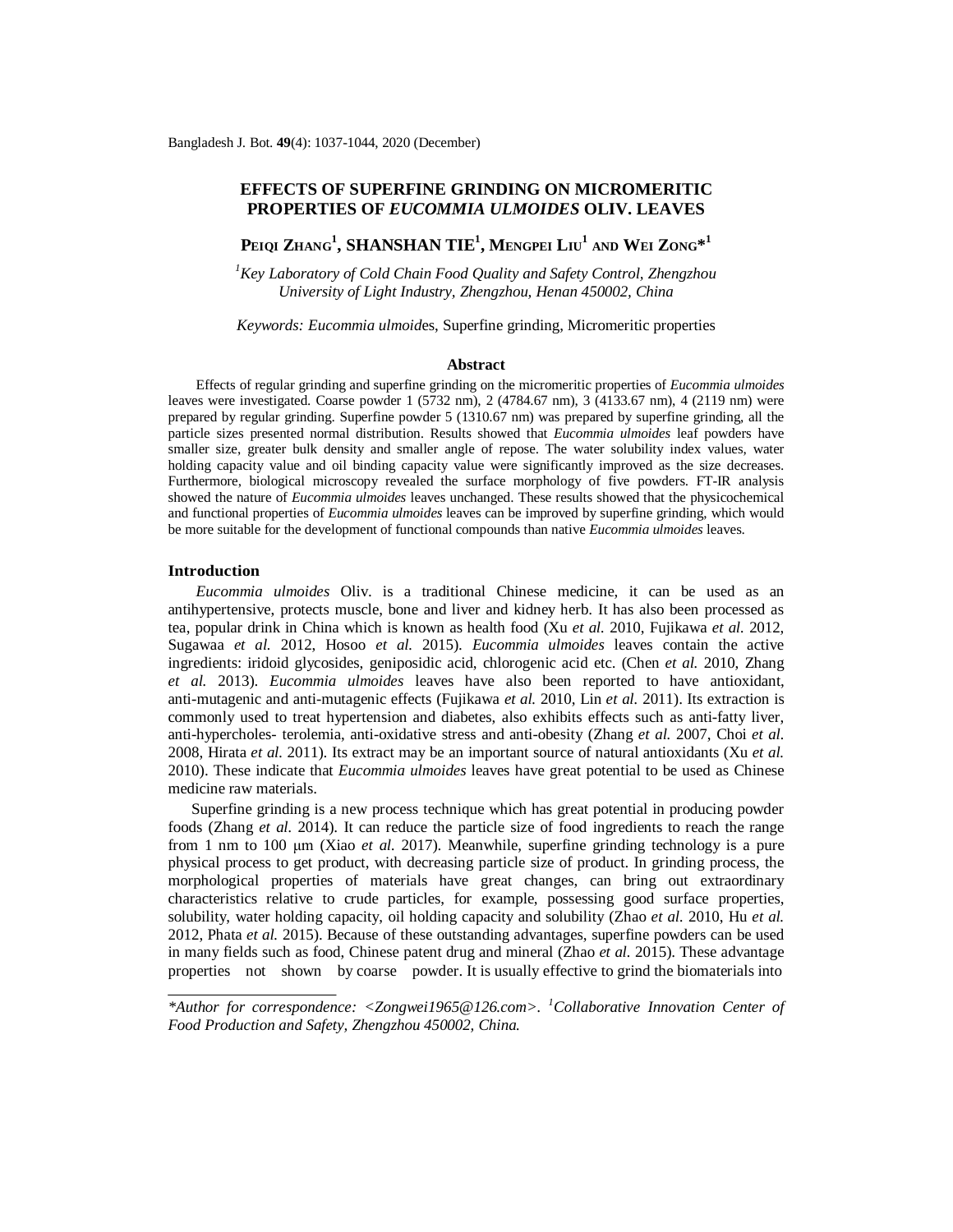# EFFECTS OF SUPERFINE GRINDING ON MICROMERITIC PROPERTIES OF *EUCOMMIA ULMOIDES* OLIV. LEAVES

**PEIQI ZHANG[1], SHANSHAN TIE[1], MENGPEI LIU[1] AND WEI ZONG*[1]**

*[1]Key Laboratory of Cold Chain Food Quality and Safety Control, Zhengzhou University of Light Industry, Zhengzhou, Henan 450002, China*

*Keywords: Eucommia ulmoid*es, Superfine grinding, Micromeritic properties

## Abstract

Effects of regular grinding and superfine grinding on the micromeritic properties of *Eucommia ulmoides* leaves were investigated. Coarse powder 1 (5732 nm), 2 (4784.67 nm), 3 (4133.67 nm), 4 (2119 nm) were prepared by regular grinding. Superfine powder 5 (1310.67 nm) was prepared by superfine grinding, all the particle sizes presented normal distribution. Results showed that *Eucommia ulmoides* leaf powders have smaller size, greater bulk density and smaller angle of repose. The water solubility index values, water holding capacity value and oil binding capacity value were significantly improved as the size decreases. Furthermore, biological microscopy revealed the surface morphology of five powders. FT-IR analysis showed the nature of *Eucommia ulmoides* leaves unchanged. These results showed that the physicochemical and functional properties of *Eucommia ulmoides* leaves can be improved by superfine grinding, which would be more suitable for the development of functional compounds than native *Eucommia ulmoides* leaves.

## Introduction

*Eucommia ulmoides* Oliv. is a traditional Chinese medicine, it can be used as an antihypertensive, protects muscle, bone and liver and kidney herb. It has also been processed as tea, popular drink in China which is known as health food (Xu *et al.* 2010, Fujikawa *et al.* 2012, Sugawaa *et al.* 2012, Hosoo *et al.* 2015). *Eucommia ulmoides* leaves contain the active ingredients: iridoid glycosides, geniposidic acid, chlorogenic acid etc. (Chen *et al.* 2010, Zhang *et al.* 2013). *Eucommia ulmoides* leaves have also been reported to have antioxidant, anti-mutagenic and anti-mutagenic effects (Fujikawa *et al.* 2010, Lin *et al.* 2011). Its extraction is commonly used to treat hypertension and diabetes, also exhibits effects such as anti-fatty liver, anti-hypercholes- terolemia, anti-oxidative stress and anti-obesity (Zhang *et al.* 2007, Choi *et al.* 2008, Hirata *et al.* 2011). Its extract may be an important source of natural antioxidants (Xu *et al.* 2010). These indicate that *Eucommia ulmoides* leaves have great potential to be used as Chinese medicine raw materials.

Superfine grinding is a new process technique which has great potential in producing powder foods (Zhang *et al.* 2014). It can reduce the particle size of food ingredients to reach the range from 1 nm to 100 μm (Xiao *et al.* 2017). Meanwhile, superfine grinding technology is a pure physical process to get product, with decreasing particle size of product. In grinding process, the morphological properties of materials have great changes, can bring out extraordinary characteristics relative to crude particles, for example, possessing good surface properties, solubility, water holding capacity, oil holding capacity and solubility (Zhao *et al.* 2010, Hu *et al.* 2012, Phata *et al.* 2015). Because of these outstanding advantages, superfine powders can be used in many fields such as food, Chinese patent drug and mineral (Zhao *et al.* 2015). These advantage properties not shown by coarse powder. It is usually effective to grind the biomaterials into

*Author for correspondence: <Zongwei1965@126.com>. [1]Collaborative Innovation Center of Food Production and Safety, Zhengzhou 450002, China.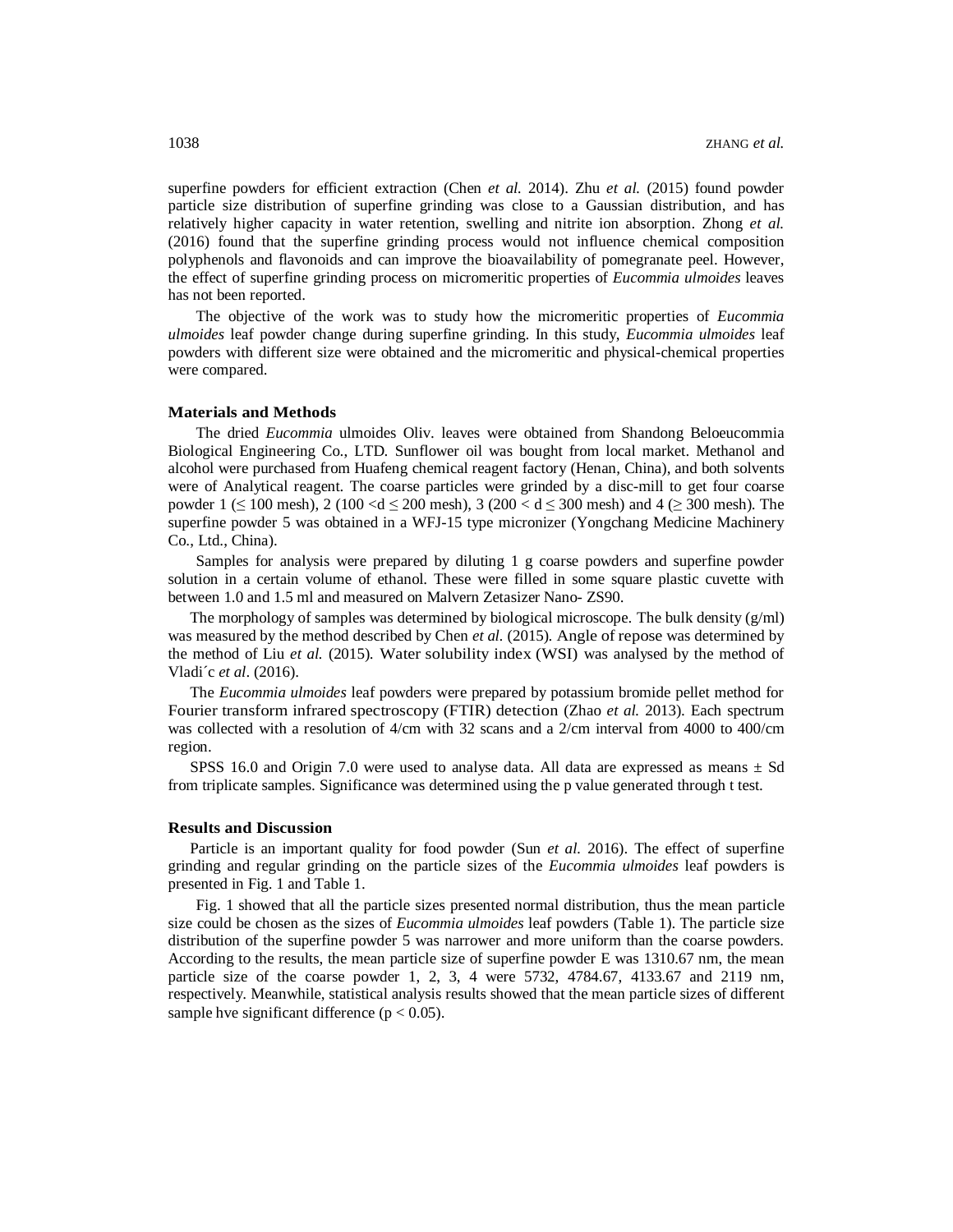superfine powders for efficient extraction (Chen *et al.* 2014). Zhu *et al.* (2015) found powder particle size distribution of superfine grinding was close to a Gaussian distribution, and has relatively higher capacity in water retention, swelling and nitrite ion absorption. Zhong *et al.* (2016) found that the superfine grinding process would not influence chemical composition polyphenols and flavonoids and can improve the bioavailability of pomegranate peel. However, the effect of superfine grinding process on micromeritic properties of *Eucommia ulmoides* leaves has not been reported.

The objective of the work was to study how the micromeritic properties of *Eucommia ulmoides* leaf powder change during superfine grinding. In this study, *Eucommia ulmoides* leaf powders with different size were obtained and the micromeritic and physical-chemical properties were compared.

## Materials and Methods

The dried *Eucommia* ulmoides Oliv. leaves were obtained from Shandong Beloeucommia Biological Engineering Co., LTD. Sunflower oil was bought from local market. Methanol and alcohol were purchased from Huafeng chemical reagent factory (Henan, China), and both solvents were of Analytical reagent. The coarse particles were grinded by a disc-mill to get four coarse powder 1 ($\leq$ 100 mesh), 2 (100 <d $\leq$ 200 mesh), 3 (200 < d $\leq$ 300 mesh) and 4 ($\geq$ 300 mesh). The superfine powder 5 was obtained in a WFJ-15 type micronizer (Yongchang Medicine Machinery Co., Ltd., China).

Samples for analysis were prepared by diluting 1 g coarse powders and superfine powder solution in a certain volume of ethanol. These were filled in some square plastic cuvette with between 1.0 and 1.5 ml and measured on Malvern Zetasizer Nano- ZS90.

The morphology of samples was determined by biological microscope. The bulk density (g/ml) was measured by the method described by Chen *et al.* (2015). Angle of repose was determined by the method of Liu *et al.* (2015). Water solubility index (WSI) was analysed by the method of Vladi´c *et al*. (2016).

The *Eucommia ulmoides* leaf powders were prepared by potassium bromide pellet method for Fourier transform infrared spectroscopy (FTIR) detection (Zhao *et al.* 2013). Each spectrum was collected with a resolution of 4/cm with 32 scans and a 2/cm interval from 4000 to 400/cm region.

SPSS 16.0 and Origin 7.0 were used to analyse data. All data are expressed as means ± Sd from triplicate samples. Significance was determined using the p value generated through t test.

## Results and Discussion

Particle is an important quality for food powder (Sun *et al.* 2016). The effect of superfine grinding and regular grinding on the particle sizes of the *Eucommia ulmoides* leaf powders is presented in Fig. 1 and Table 1.

Fig. 1 showed that all the particle sizes presented normal distribution, thus the mean particle size could be chosen as the sizes of *Eucommia ulmoides* leaf powders (Table 1). The particle size distribution of the superfine powder 5 was narrower and more uniform than the coarse powders. According to the results, the mean particle size of superfine powder E was 1310.67 nm, the mean particle size of the coarse powder 1, 2, 3, 4 were 5732, 4784.67, 4133.67 and 2119 nm, respectively. Meanwhile, statistical analysis results showed that the mean particle sizes of different sample hve significant difference ($p < 0.05$).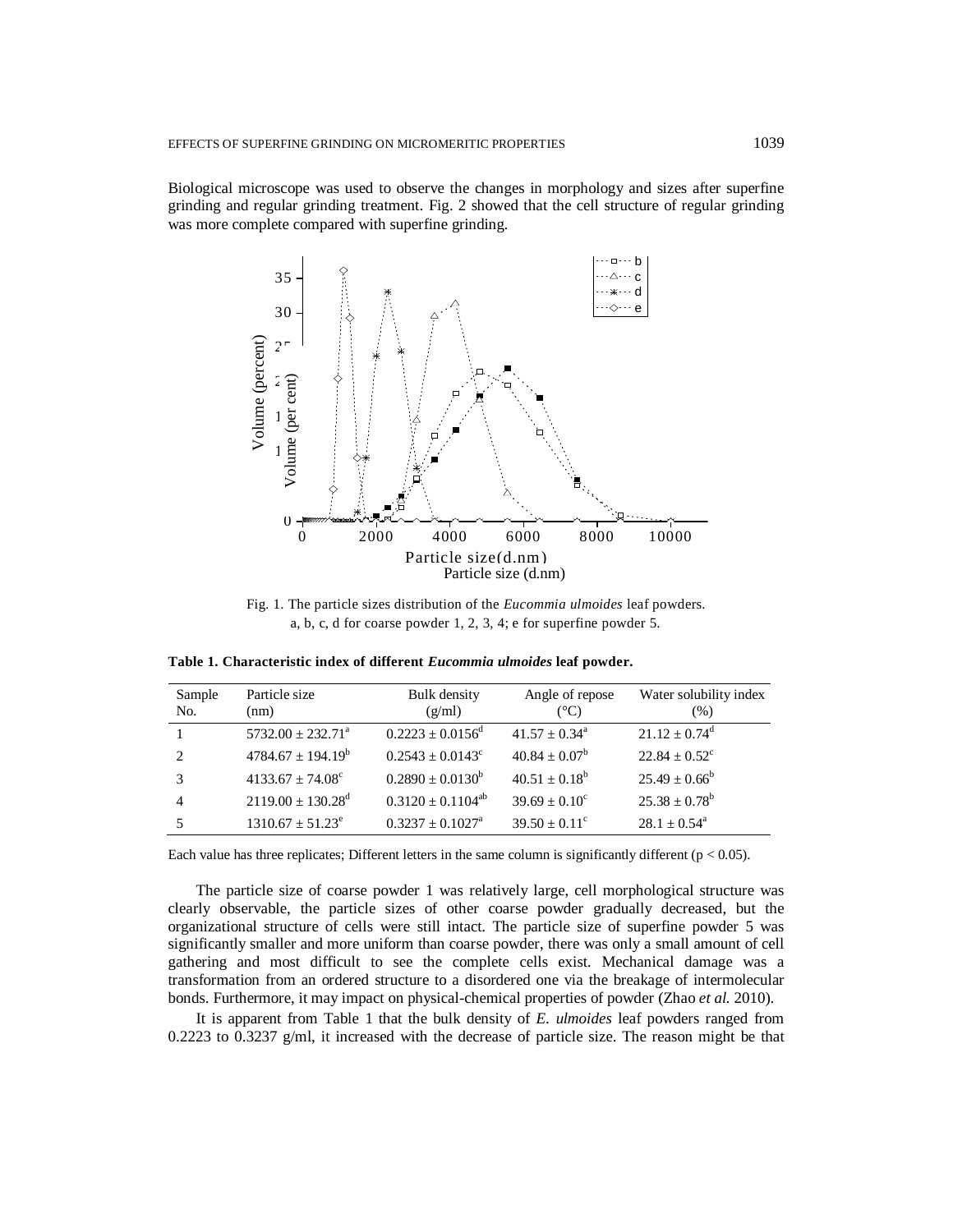Biological microscope was used to observe the changes in morphology and sizes after superfine grinding and regular grinding treatment. Fig. 2 showed that the cell structure of regular grinding was more complete compared with superfine grinding.

Fig. 1. The particle sizes distribution of the *Eucommia ulmoides* leaf powders. a, b, c, d for coarse powder 1, 2, 3, 4; e for superfine powder 5.

**Table 1. Characteristic index of different *Eucommia ulmoides* leaf powder.**

| Sample No. | Particle size (nm) | Bulk density (g/ml) | Angle of repose (°C) | Water solubility index (%) |
|---|---|---|---|---|
| 1 | $5732.00 \pm 232.71^{a}$ | $0.2223 \pm 0.0156^{d}$ | $41.57 \pm 0.34^{a}$ | $21.12 \pm 0.74^{d}$ |
| 2 | $4784.67 \pm 194.19^{b}$ | $0.2543 \pm 0.0143^{c}$ | $40.84 \pm 0.07^{b}$ | $22.84 \pm 0.52^{c}$ |
| 3 | $4133.67 \pm 74.08^{c}$ | $0.2890 \pm 0.0130^{b}$ | $40.51 \pm 0.18^{b}$ | $25.49 \pm 0.66^{b}$ |
| 4 | $2119.00 \pm 130.28^{d}$ | $0.3120 \pm 0.1104^{ab}$ | $39.69 \pm 0.10^{c}$ | $25.38 \pm 0.78^{b}$ |
| 5 | $1310.67 \pm 51.23^{e}$ | $0.3237 \pm 0.1027^{a}$ | $39.50 \pm 0.11^{c}$ | $28.1 \pm 0.54^{a}$ |

Each value has three replicates; Different letters in the same column is significantly different ($p < 0.05$).

The particle size of coarse powder 1 was relatively large, cell morphological structure was clearly observable, the particle sizes of other coarse powder gradually decreased, but the organizational structure of cells were still intact. The particle size of superfine powder 5 was significantly smaller and more uniform than coarse powder, there was only a small amount of cell gathering and most difficult to see the complete cells exist. Mechanical damage was a transformation from an ordered structure to a disordered one via the breakage of intermolecular bonds. Furthermore, it may impact on physical-chemical properties of powder (Zhao *et al.* 2010).

It is apparent from Table 1 that the bulk density of *E. ulmoides* leaf powders ranged from 0.2223 to 0.3237 g/ml, it increased with the decrease of particle size. The reason might be that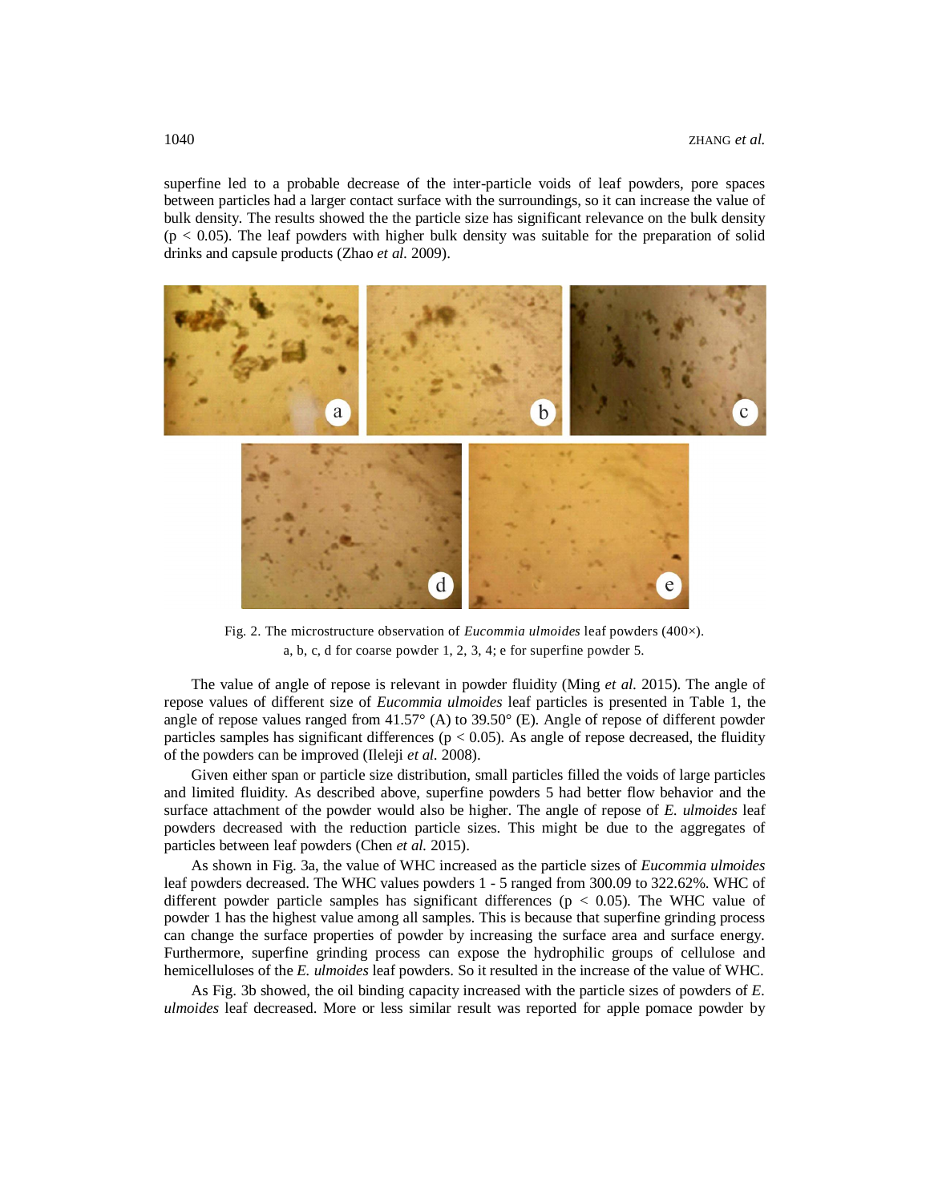superfine led to a probable decrease of the inter-particle voids of leaf powders, pore spaces between particles had a larger contact surface with the surroundings, so it can increase the value of bulk density. The results showed the the particle size has significant relevance on the bulk density ($p < 0.05$). The leaf powders with higher bulk density was suitable for the preparation of solid drinks and capsule products (Zhao *et al.* 2009).

Fig. 2. The microstructure observation of *Eucommia ulmoides* leaf powders (400×). a, b, c, d for coarse powder 1, 2, 3, 4; e for superfine powder 5.

The value of angle of repose is relevant in powder fluidity (Ming *et al.* 2015). The angle of repose values of different size of *Eucommia ulmoides* leaf particles is presented in Table 1, the angle of repose values ranged from 41.57° (A) to 39.50° (E). Angle of repose of different powder particles samples has significant differences ($p < 0.05$). As angle of repose decreased, the fluidity of the powders can be improved (Ileleji *et al.* 2008).

Given either span or particle size distribution, small particles filled the voids of large particles and limited fluidity. As described above, superfine powders 5 had better flow behavior and the surface attachment of the powder would also be higher. The angle of repose of *E. ulmoides* leaf powders decreased with the reduction particle sizes. This might be due to the aggregates of particles between leaf powders (Chen *et al.* 2015).

As shown in Fig. 3a, the value of WHC increased as the particle sizes of *Eucommia ulmoides* leaf powders decreased. The WHC values powders 1 - 5 ranged from 300.09 to 322.62%. WHC of different powder particle samples has significant differences ($p < 0.05$). The WHC value of powder 1 has the highest value among all samples. This is because that superfine grinding process can change the surface properties of powder by increasing the surface area and surface energy. Furthermore, superfine grinding process can expose the hydrophilic groups of cellulose and hemicelluloses of the *E. ulmoides* leaf powders. So it resulted in the increase of the value of WHC.

As Fig. 3b showed, the oil binding capacity increased with the particle sizes of powders of *E. ulmoides* leaf decreased. More or less similar result was reported for apple pomace powder by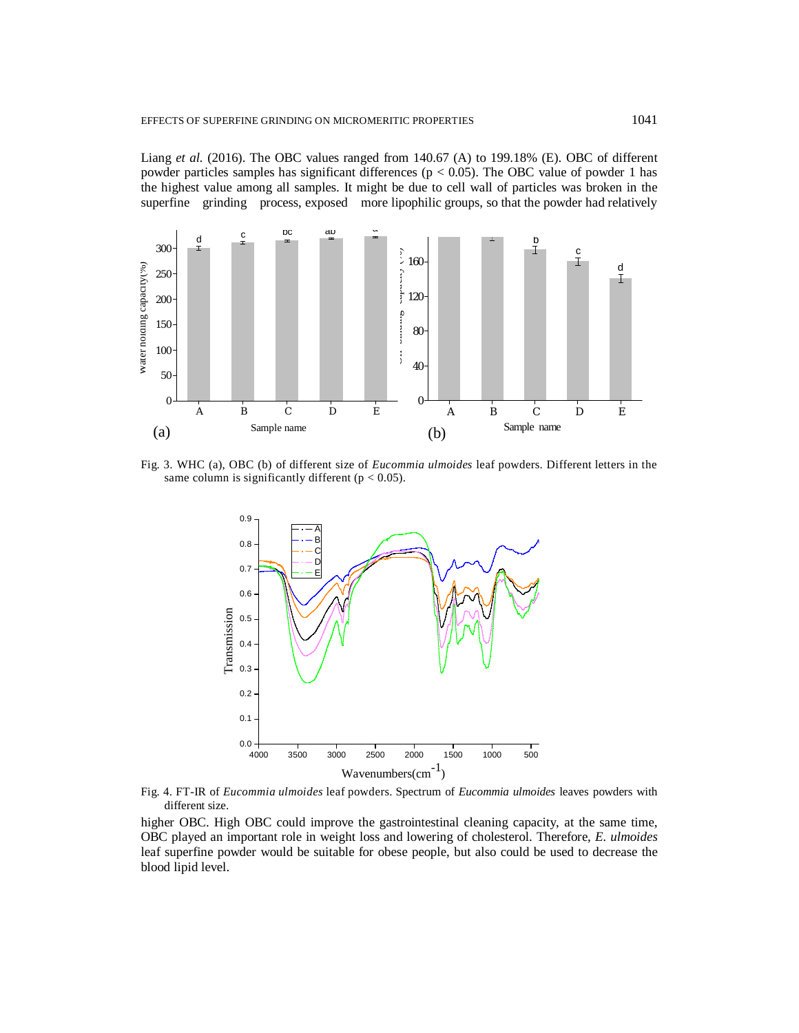Liang *et al.* (2016). The OBC values ranged from 140.67 (A) to 199.18% (E). OBC of different powder particles samples has significant differences ($p < 0.05$). The OBC value of powder 1 has the highest value among all samples. It might be due to cell wall of particles was broken in the superfine grinding process, exposed more lipophilic groups, so that the powder had relatively

Fig. 3. WHC (a), OBC (b) of different size of *Eucommia ulmoides* leaf powders. Different letters in the same column is significantly different ($p < 0.05$).

Fig. 4. FT-IR of *Eucommia ulmoides* leaf powders. Spectrum of *Eucommia ulmoides* leaves powders with different size.

higher OBC. High OBC could improve the gastrointestinal cleaning capacity, at the same time, OBC played an important role in weight loss and lowering of cholesterol. Therefore, *E. ulmoides* leaf superfine powder would be suitable for obese people, but also could be used to decrease the blood lipid level.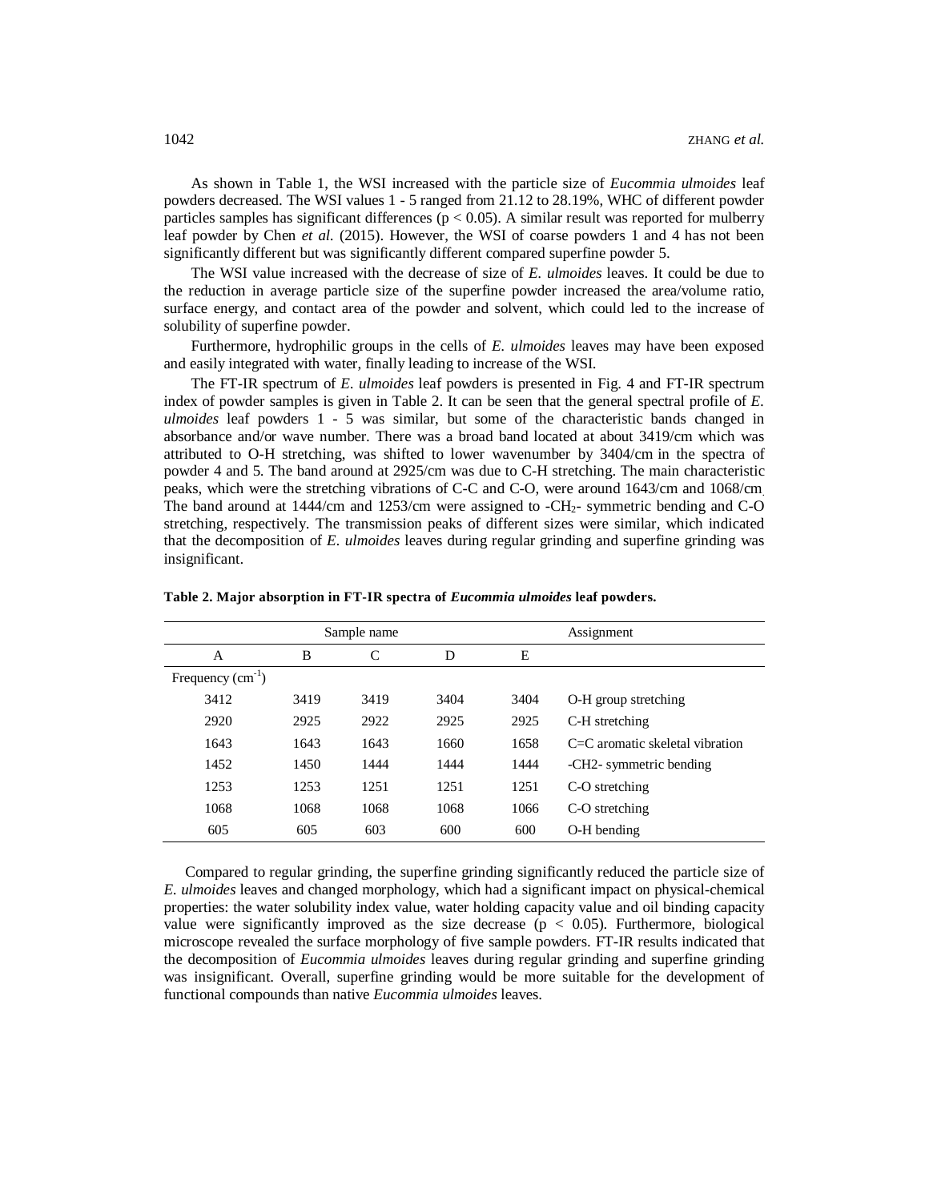As shown in Table 1, the WSI increased with the particle size of *Eucommia ulmoides* leaf powders decreased. The WSI values 1 - 5 ranged from 21.12 to 28.19%, WHC of different powder particles samples has significant differences ($p < 0.05$). A similar result was reported for mulberry leaf powder by Chen *et al.* (2015). However, the WSI of coarse powders 1 and 4 has not been significantly different but was significantly different compared superfine powder 5.

The WSI value increased with the decrease of size of *E. ulmoides* leaves. It could be due to the reduction in average particle size of the superfine powder increased the area/volume ratio, surface energy, and contact area of the powder and solvent, which could led to the increase of solubility of superfine powder.

Furthermore, hydrophilic groups in the cells of *E. ulmoides* leaves may have been exposed and easily integrated with water, finally leading to increase of the WSI.

The FT-IR spectrum of *E. ulmoides* leaf powders is presented in Fig. 4 and FT-IR spectrum index of powder samples is given in Table 2. It can be seen that the general spectral profile of *E. ulmoides* leaf powders 1 - 5 was similar, but some of the characteristic bands changed in absorbance and/or wave number. There was a broad band located at about 3419/cm which was attributed to O-H stretching, was shifted to lower wavenumber by 3404/cm in the spectra of powder 4 and 5. The band around at 2925/cm was due to C-H stretching. The main characteristic peaks, which were the stretching vibrations of C-C and C-O, were around 1643/cm and 1068/cm. The band around at 1444/cm and 1253/cm were assigned to -$CH_2$- symmetric bending and C-O stretching, respectively. The transmission peaks of different sizes were similar, which indicated that the decomposition of *E. ulmoides* leaves during regular grinding and superfine grinding was insignificant.

**Table 2. Major absorption in FT-IR spectra of *Eucommia ulmoides* leaf powders.**

| Sample name | | | | | Assignment |
|---|---|---|---|---|---|
| A | B | C | D | E | |
| Frequency ($cm^{-1}$) | | | | | |
| 3412 | 3419 | 3419 | 3404 | 3404 | O-H group stretching |
| 2920 | 2925 | 2922 | 2925 | 2925 | C-H stretching |
| 1643 | 1643 | 1643 | 1660 | 1658 | C=C aromatic skeletal vibration |
| 1452 | 1450 | 1444 | 1444 | 1444 | -CH2- symmetric bending |
| 1253 | 1253 | 1251 | 1251 | 1251 | C-O stretching |
| 1068 | 1068 | 1068 | 1068 | 1066 | C-O stretching |
| 605 | 605 | 603 | 600 | 600 | O-H bending |

Compared to regular grinding, the superfine grinding significantly reduced the particle size of *E. ulmoides* leaves and changed morphology, which had a significant impact on physical-chemical properties: the water solubility index value, water holding capacity value and oil binding capacity value were significantly improved as the size decrease ($p < 0.05$). Furthermore, biological microscope revealed the surface morphology of five sample powders. FT-IR results indicated that the decomposition of *Eucommia ulmoides* leaves during regular grinding and superfine grinding was insignificant. Overall, superfine grinding would be more suitable for the development of functional compounds than native *Eucommia ulmoides* leaves.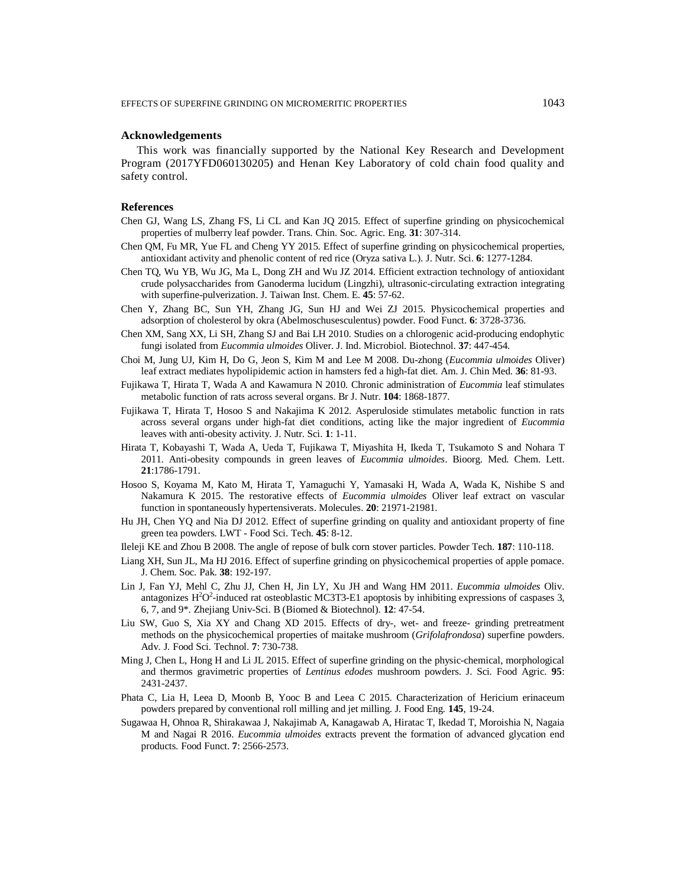## Acknowledgements

This work was financially supported by the National Key Research and Development Program (2017YFD060130205) and Henan Key Laboratory of cold chain food quality and safety control.

## References

Chen GJ, Wang LS, Zhang FS, Li CL and Kan JQ 2015. Effect of superfine grinding on physicochemical properties of mulberry leaf powder. Trans. Chin. Soc. Agric. Eng. **31**: 307-314.

Chen QM, Fu MR, Yue FL and Cheng YY 2015. Effect of superfine grinding on physicochemical properties, antioxidant activity and phenolic content of red rice (Oryza sativa L.). J. Nutr. Sci. **6**: 1277-1284.

Chen TQ, Wu YB, Wu JG, Ma L, Dong ZH and Wu JZ 2014. Efficient extraction technology of antioxidant crude polysaccharides from Ganoderma lucidum (Lingzhi), ultrasonic-circulating extraction integrating with superfine-pulverization. J. Taiwan Inst. Chem. E. **45**: 57-62.

Chen Y, Zhang BC, Sun YH, Zhang JG, Sun HJ and Wei ZJ 2015. Physicochemical properties and adsorption of cholesterol by okra (Abelmoschusesculentus) powder. Food Funct. **6**: 3728-3736.

Chen XM, Sang XX, Li SH, Zhang SJ and Bai LH 2010. Studies on a chlorogenic acid-producing endophytic fungi isolated from *Eucommia ulmoides* Oliver. J. Ind. Microbiol. Biotechnol. **37**: 447-454.

Choi M, Jung UJ, Kim H, Do G, Jeon S, Kim M and Lee M 2008. Du-zhong (*Eucommia ulmoides* Oliver) leaf extract mediates hypolipidemic action in hamsters fed a high-fat diet. Am. J. Chin Med. **36**: 81-93.

Fujikawa T, Hirata T, Wada A and Kawamura N 2010. Chronic administration of *Eucommia* leaf stimulates metabolic function of rats across several organs. Br J. Nutr. **104**: 1868-1877.

Fujikawa T, Hirata T, Hosoo S and Nakajima K 2012. Asperuloside stimulates metabolic function in rats across several organs under high-fat diet conditions, acting like the major ingredient of *Eucommia* leaves with anti-obesity activity. J. Nutr. Sci. **1**: 1-11.

Hirata T, Kobayashi T, Wada A, Ueda T, Fujikawa T, Miyashita H, Ikeda T, Tsukamoto S and Nohara T 2011. Anti-obesity compounds in green leaves of *Eucommia ulmoides*. Bioorg. Med. Chem. Lett. **21**:1786-1791.

Hosoo S, Koyama M, Kato M, Hirata T, Yamaguchi Y, Yamasaki H, Wada A, Wada K, Nishibe S and Nakamura K 2015. The restorative effects of *Eucommia ulmoides* Oliver leaf extract on vascular function in spontaneously hypertensiverats. Molecules. **20**: 21971-21981.

Hu JH, Chen YQ and Nia DJ 2012. Effect of superfine grinding on quality and antioxidant property of fine green tea powders. LWT - Food Sci. Tech. **45**: 8-12.

Ileleji KE and Zhou B 2008. The angle of repose of bulk corn stover particles. Powder Tech. **187**: 110-118.

Liang XH, Sun JL, Ma HJ 2016. Effect of superfine grinding on physicochemical properties of apple pomace. J. Chem. Soc. Pak. **38**: 192-197.

Lin J, Fan YJ, Mehl C, Zhu JJ, Chen H, Jin LY, Xu JH and Wang HM 2011. *Eucommia ulmoides* Oliv. antagonizes $H^2O^2$-induced rat osteoblastic MC3T3-E1 apoptosis by inhibiting expressions of caspases 3, 6, 7, and 9*. Zhejiang Univ-Sci. B (Biomed & Biotechnol). **12**: 47-54.

Liu SW, Guo S, Xia XY and Chang XD 2015. Effects of dry-, wet- and freeze- grinding pretreatment methods on the physicochemical properties of maitake mushroom (*Grifolafrondosa*) superfine powders. Adv. J. Food Sci. Technol. **7**: 730-738.

Ming J, Chen L, Hong H and Li JL 2015. Effect of superfine grinding on the physic-chemical, morphological and thermos gravimetric properties of *Lentinus edodes* mushroom powders. J. Sci. Food Agric. **95**: 2431-2437.

Phata C, Lia H, Leea D, Moonb B, Yooc B and Leea C 2015. Characterization of Hericium erinaceum powders prepared by conventional roll milling and jet milling. J. Food Eng. **145**, 19-24.

Sugawaa H, Ohnoa R, Shirakawaa J, Nakajimab A, Kanagawab A, Hiratac T, Ikedad T, Moroishia N, Nagaia M and Nagai R 2016. *Eucommia ulmoides* extracts prevent the formation of advanced glycation end products. Food Funct. **7**: 2566-2573.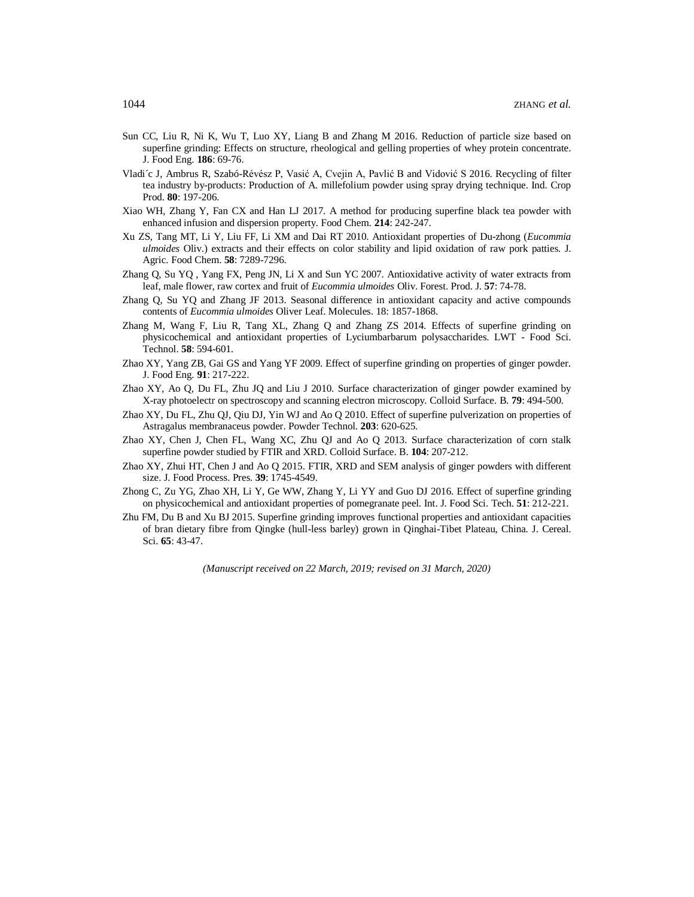Sun CC, Liu R, Ni K, Wu T, Luo XY, Liang B and Zhang M 2016. Reduction of particle size based on superfine grinding: Effects on structure, rheological and gelling properties of whey protein concentrate. J. Food Eng. **186**: 69-76.

Vladi´c J, Ambrus R, Szabó-Révész P, Vasić A, Cvejin A, Pavlić B and Vidović S 2016. Recycling of filter tea industry by-products: Production of A. millefolium powder using spray drying technique. Ind. Crop Prod. **80**: 197-206.

Xiao WH, Zhang Y, Fan CX and Han LJ 2017. A method for producing superfine black tea powder with enhanced infusion and dispersion property. Food Chem. **214**: 242-247.

Xu ZS, Tang MT, Li Y, Liu FF, Li XM and Dai RT 2010. Antioxidant properties of Du-zhong (*Eucommia ulmoides* Oliv.) extracts and their effects on color stability and lipid oxidation of raw pork patties. J. Agric. Food Chem. **58**: 7289-7296.

Zhang Q, Su YQ , Yang FX, Peng JN, Li X and Sun YC 2007. Antioxidative activity of water extracts from leaf, male flower, raw cortex and fruit of *Eucommia ulmoides* Oliv. Forest. Prod. J. **57**: 74-78.

Zhang Q, Su YQ and Zhang JF 2013. Seasonal difference in antioxidant capacity and active compounds contents of *Eucommia ulmoides* Oliver Leaf. Molecules. 18: 1857-1868.

Zhang M, Wang F, Liu R, Tang XL, Zhang Q and Zhang ZS 2014. Effects of superfine grinding on physicochemical and antioxidant properties of Lyciumbarbarum polysaccharides. LWT - Food Sci. Technol. **58**: 594-601.

Zhao XY, Yang ZB, Gai GS and Yang YF 2009. Effect of superfine grinding on properties of ginger powder. J. Food Eng. **91**: 217-222.

Zhao XY, Ao Q, Du FL, Zhu JQ and Liu J 2010. Surface characterization of ginger powder examined by X-ray photoelectr on spectroscopy and scanning electron microscopy. Colloid Surface. B. **79**: 494-500.

Zhao XY, Du FL, Zhu QJ, Qiu DJ, Yin WJ and Ao Q 2010. Effect of superfine pulverization on properties of Astragalus membranaceus powder. Powder Technol. **203**: 620-625.

Zhao XY, Chen J, Chen FL, Wang XC, Zhu QJ and Ao Q 2013. Surface characterization of corn stalk superfine powder studied by FTIR and XRD. Colloid Surface. B. **104**: 207-212.

Zhao XY, Zhui HT, Chen J and Ao Q 2015. FTIR, XRD and SEM analysis of ginger powders with different size. J. Food Process. Pres. **39**: 1745-4549.

Zhong C, Zu YG, Zhao XH, Li Y, Ge WW, Zhang Y, Li YY and Guo DJ 2016. Effect of superfine grinding on physicochemical and antioxidant properties of pomegranate peel. Int. J. Food Sci. Tech. **51**: 212-221.

Zhu FM, Du B and Xu BJ 2015. Superfine grinding improves functional properties and antioxidant capacities of bran dietary fibre from Qingke (hull-less barley) grown in Qinghai-Tibet Plateau, China. J. Cereal. Sci. **65**: 43-47.

*(Manuscript received on 22 March, 2019; revised on 31 March, 2020)*